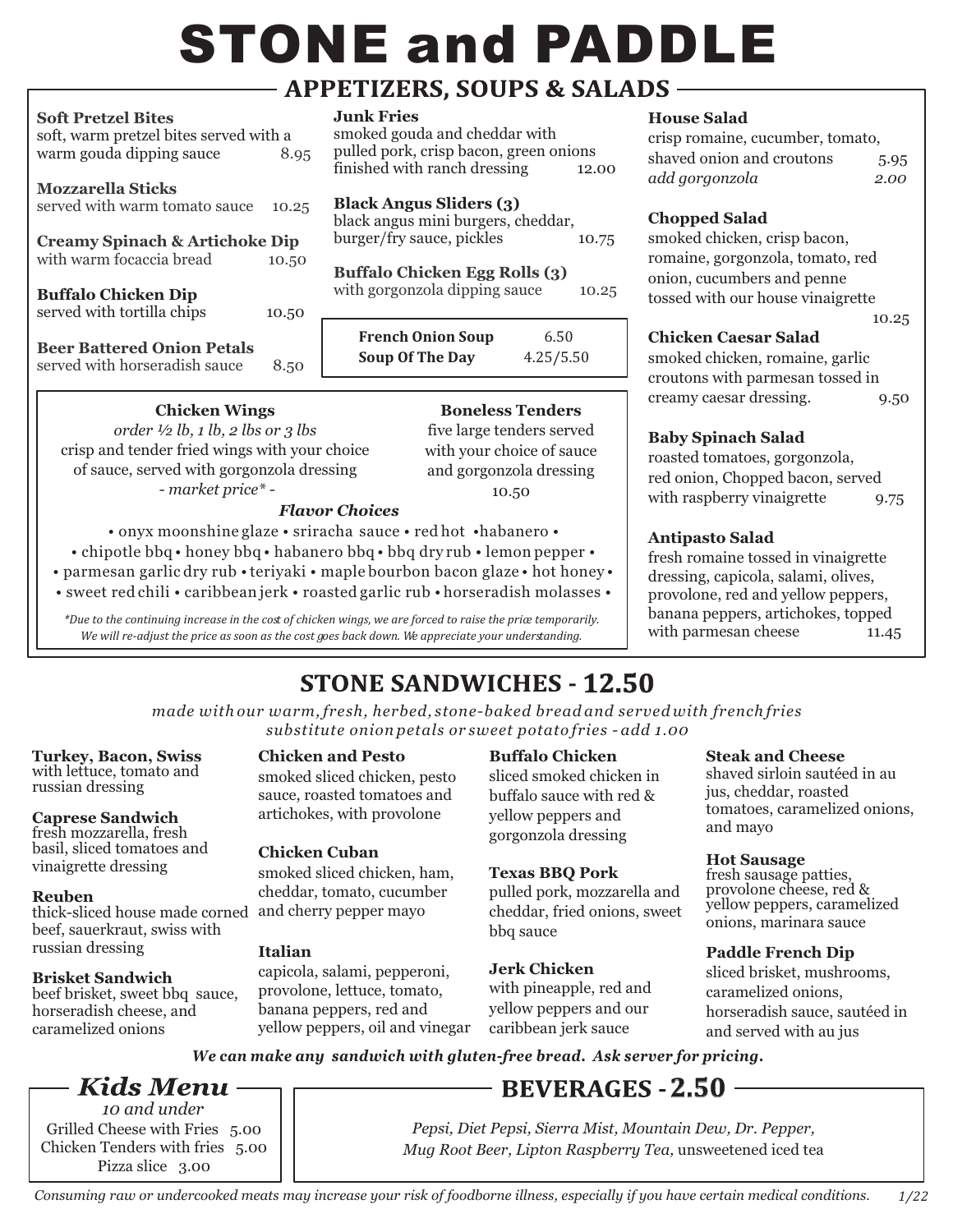# STONE and PADDLE

## APPETIZERS, SOUPS & SALADS

**Soft Pretzel Bites**
soft, warm pretzel bites served with a warm gouda dipping sauce 8.95

**Mozzarella Sticks**
served with warm tomato sauce 10.25

**Creamy Spinach & Artichoke Dip**
with warm focaccia bread 10.50

**Buffalo Chicken Dip**
served with tortilla chips 10.50

**Beer Battered Onion Petals**
served with horseradish sauce 8.50

**Junk Fries**
smoked gouda and cheddar with pulled pork, crisp bacon, green onions finished with ranch dressing 12.00

**Black Angus Sliders (3)**
black angus mini burgers, cheddar, burger/fry sauce, pickles 10.75

**Buffalo Chicken Egg Rolls (3)**
with gorgonzola dipping sauce 10.25

**French Onion Soup** 6.50
**Soup Of The Day** 4.25/5.50

**Chicken Wings**
*order ½ lb, 1 lb, 2 lbs or 3 lbs*
crisp and tender fried wings with your choice of sauce, served with gorgonzola dressing
*- market price* -*

**Boneless Tenders**
five large tenders served with your choice of sauce and gorgonzola dressing
10.50

*Flavor Choices*

• onyx moonshine glaze • sriracha sauce • red hot • habanero • chipotle bbq • honey bbq • habanero bbq • bbq dry rub • lemon pepper • parmesan garlic dry rub • teriyaki • maple bourbon bacon glaze • hot honey • sweet red chili • caribbean jerk • roasted garlic rub • horseradish molasses •

*\*Due to the continuing increase in the cost of chicken wings, we are forced to raise the price temporarily. We will re-adjust the price as soon as the cost goes back down. We appreciate your understanding.*

**House Salad**
crisp romaine, cucumber, tomato, shaved onion and croutons 5.95
*add gorgonzola 2.00*

**Chopped Salad**
smoked chicken, crisp bacon, romaine, gorgonzola, tomato, red onion, cucumbers and penne tossed with our house vinaigrette 10.25

**Chicken Caesar Salad**
smoked chicken, romaine, garlic croutons with parmesan tossed in creamy caesar dressing. 9.50

**Baby Spinach Salad**
roasted tomatoes, gorgonzola, red onion, Chopped bacon, served with raspberry vinaigrette 9.75

**Antipasto Salad**
fresh romaine tossed in vinaigrette dressing, capicola, salami, olives, provolone, red and yellow peppers, banana peppers, artichokes, topped with parmesan cheese 11.45

## STONE SANDWICHES - 12.50

*made with our warm, fresh, herbed, stone-baked bread and served with french fries*
*substitute onion petals or sweet potato fries - add 1.00*

**Turkey, Bacon, Swiss**
with lettuce, tomato and russian dressing

**Caprese Sandwich**
fresh mozzarella, fresh basil, sliced tomatoes and vinaigrette dressing

**Reuben**
thick-sliced house made corned beef, sauerkraut, swiss with russian dressing

**Brisket Sandwich**
beef brisket, sweet bbq sauce, horseradish cheese, and caramelized onions

**Chicken and Pesto**
smoked sliced chicken, pesto sauce, roasted tomatoes and artichokes, with provolone

**Chicken Cuban**
smoked sliced chicken, ham, cheddar, tomato, cucumber and cherry pepper mayo

**Italian**
capicola, salami, pepperoni, provolone, lettuce, tomato, banana peppers, red and yellow peppers, oil and vinegar

**Buffalo Chicken**
sliced smoked chicken in buffalo sauce with red & yellow peppers and gorgonzola dressing

**Texas BBQ Pork**
pulled pork, mozzarella and cheddar, fried onions, sweet bbq sauce

**Jerk Chicken**
with pineapple, red and yellow peppers and our caribbean jerk sauce

**Steak and Cheese**
shaved sirloin sautéed in au jus, cheddar, roasted tomatoes, caramelized onions, and mayo

**Hot Sausage**
fresh sausage patties, provolone cheese, red & yellow peppers, caramelized onions, marinara sauce

**Paddle French Dip**
sliced brisket, mushrooms, caramelized onions, horseradish sauce, sautéed in and served with au jus

***We can make any sandwich with gluten-free bread. Ask server for pricing.***

## *Kids Menu*

*10 and under*

Grilled Cheese with Fries 5.00
Chicken Tenders with fries 5.00
Pizza slice 3.00

## BEVERAGES - 2.50

*Pepsi, Diet Pepsi, Sierra Mist, Mountain Dew, Dr. Pepper, Mug Root Beer, Lipton Raspberry Tea,* unsweetened iced tea

*Consuming raw or undercooked meats may increase your risk of foodborne illness, especially if you have certain medical conditions.* *1/22*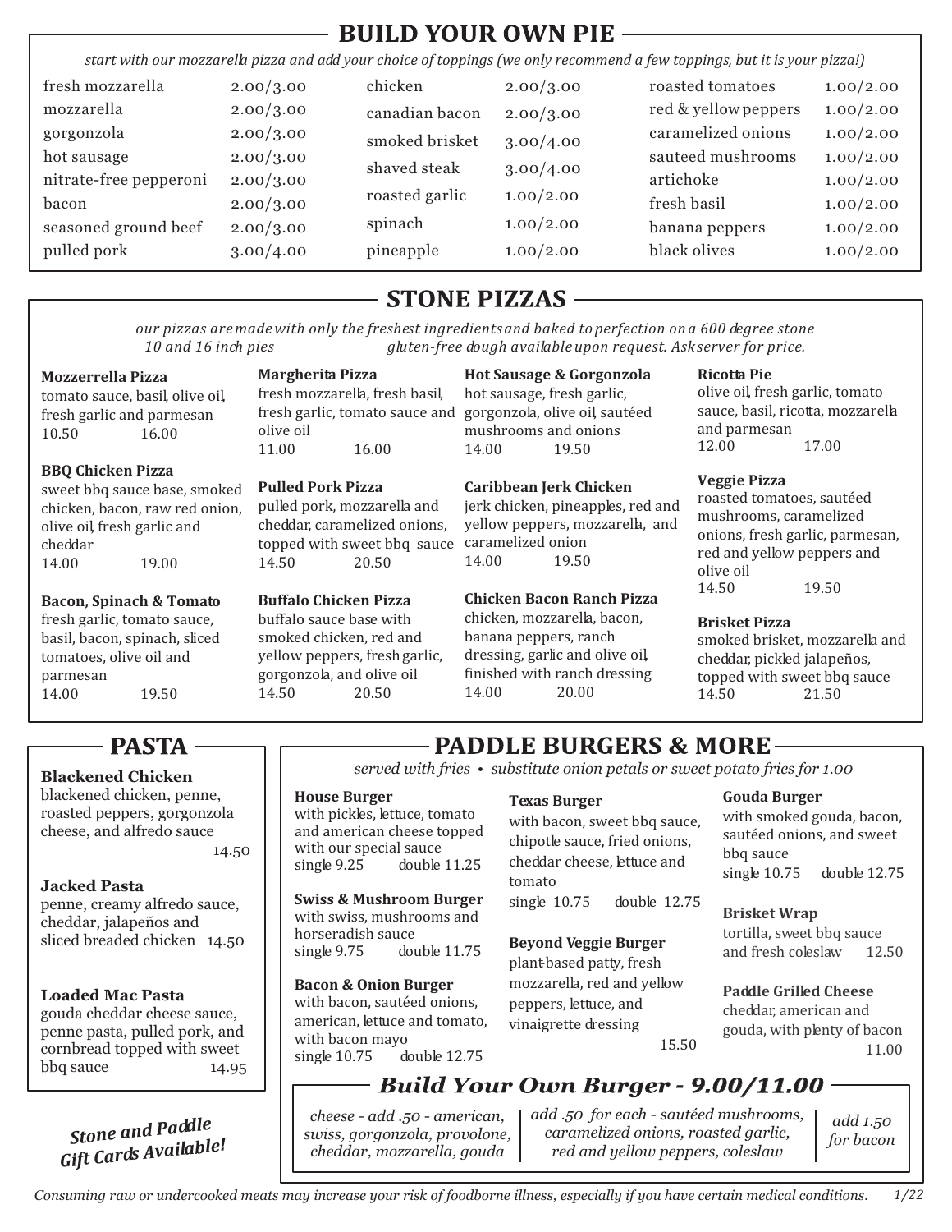## BUILD YOUR OWN PIE

*start with our mozzarella pizza and add your choice of toppings (we only recommend a few toppings, but it is your pizza!)*

| | | | | | |
|---|---|---|---|---|---|
| fresh mozzarella | 2.00/3.00 | chicken | 2.00/3.00 | roasted tomatoes | 1.00/2.00 |
| mozzarella | 2.00/3.00 | canadian bacon | 2.00/3.00 | red & yellow peppers | 1.00/2.00 |
| gorgonzola | 2.00/3.00 | smoked brisket | 3.00/4.00 | caramelized onions | 1.00/2.00 |
| hot sausage | 2.00/3.00 | shaved steak | 3.00/4.00 | sauteed mushrooms | 1.00/2.00 |
| nitrate-free pepperoni | 2.00/3.00 | roasted garlic | 1.00/2.00 | artichoke | 1.00/2.00 |
| bacon | 2.00/3.00 | spinach | 1.00/2.00 | fresh basil | 1.00/2.00 |
| seasoned ground beef | 2.00/3.00 | pineapple | 1.00/2.00 | banana peppers | 1.00/2.00 |
| pulled pork | 3.00/4.00 | | | black olives | 1.00/2.00 |

## STONE PIZZAS

*our pizzas are made with only the freshest ingredients and baked to perfection on a 600 degree stone*
*10 and 16 inch pies* *gluten-free dough available upon request. Ask server for price.*

**Mozzerrella Pizza**
tomato sauce, basil, olive oil, fresh garlic and parmesan
10.50 16.00

**BBQ Chicken Pizza**
sweet bbq sauce base, smoked chicken, bacon, raw red onion, olive oil, fresh garlic and cheddar
14.00 19.00

**Bacon, Spinach & Tomato**
fresh garlic, tomato sauce, basil, bacon, spinach, sliced tomatoes, olive oil and parmesan
14.00 19.50

**Margherita Pizza**
fresh mozzarella, fresh basil, fresh garlic, tomato sauce and olive oil
11.00 16.00

**Pulled Pork Pizza**
pulled pork, mozzarella and cheddar, caramelized onions, topped with sweet bbq sauce
14.50 20.50

**Buffalo Chicken Pizza**
buffalo sauce base with smoked chicken, red and yellow peppers, fresh garlic, gorgonzola, and olive oil
14.50 20.50

**Hot Sausage & Gorgonzola**
hot sausage, fresh garlic, gorgonzola, olive oil, sautéed mushrooms and onions
14.00 19.50

**Caribbean Jerk Chicken**
jerk chicken, pineapples, red and yellow peppers, mozzarella, and caramelized onion
14.00 19.50

**Chicken Bacon Ranch Pizza**
chicken, mozzarella, bacon, banana peppers, ranch dressing, garlic and olive oil, finished with ranch dressing
14.00 20.00

**Ricotta Pie**
olive oil, fresh garlic, tomato sauce, basil, ricotta, mozzarella and parmesan
12.00 17.00

**Veggie Pizza**
roasted tomatoes, sautéed mushrooms, caramelized onions, fresh garlic, parmesan, red and yellow peppers and olive oil
14.50 19.50

**Brisket Pizza**
smoked brisket, mozzarella and cheddar, pickled jalapeños, topped with sweet bbq sauce
14.50 21.50

## PASTA

**Blackened Chicken**
blackened chicken, penne, roasted peppers, gorgonzola cheese, and alfredo sauce
14.50

**Jacked Pasta**
penne, creamy alfredo sauce, cheddar, jalapeños and sliced breaded chicken 14.50

**Loaded Mac Pasta**
gouda cheddar cheese sauce, penne pasta, pulled pork, and cornbread topped with sweet bbq sauce 14.95

***Stone and Paddle Gift Cards Available!***

## PADDLE BURGERS & MORE

*served with fries • substitute onion petals or sweet potato fries for 1.00*

**House Burger**
with pickles, lettuce, tomato and american cheese topped with our special sauce
single 9.25 double 11.25

**Swiss & Mushroom Burger**
with swiss, mushrooms and horseradish sauce
single 9.75 double 11.75

**Bacon & Onion Burger**
with bacon, sautéed onions, american, lettuce and tomato, with bacon mayo
single 10.75 double 12.75

**Texas Burger**
with bacon, sweet bbq sauce, chipotle sauce, fried onions, cheddar cheese, lettuce and tomato
single 10.75 double 12.75

**Beyond Veggie Burger**
plant-based patty, fresh mozzarella, red and yellow peppers, lettuce, and vinaigrette dressing
15.50

**Gouda Burger**
with smoked gouda, bacon, sautéed onions, and sweet bbq sauce
single 10.75 double 12.75

**Brisket Wrap**
tortilla, sweet bbq sauce and fresh coleslaw 12.50

**Paddle Grilled Cheese**
cheddar, american and gouda, with plenty of bacon
11.00

### *Build Your Own Burger - 9.00/11.00*

*cheese - add .50 - american, swiss, gorgonzola, provolone, cheddar, mozzarella, gouda*

*add .50 for each - sautéed mushrooms, caramelized onions, roasted garlic, red and yellow peppers, coleslaw*

*add 1.50 for bacon*

*Consuming raw or undercooked meats may increase your risk of foodborne illness, especially if you have certain medical conditions.* 1/22